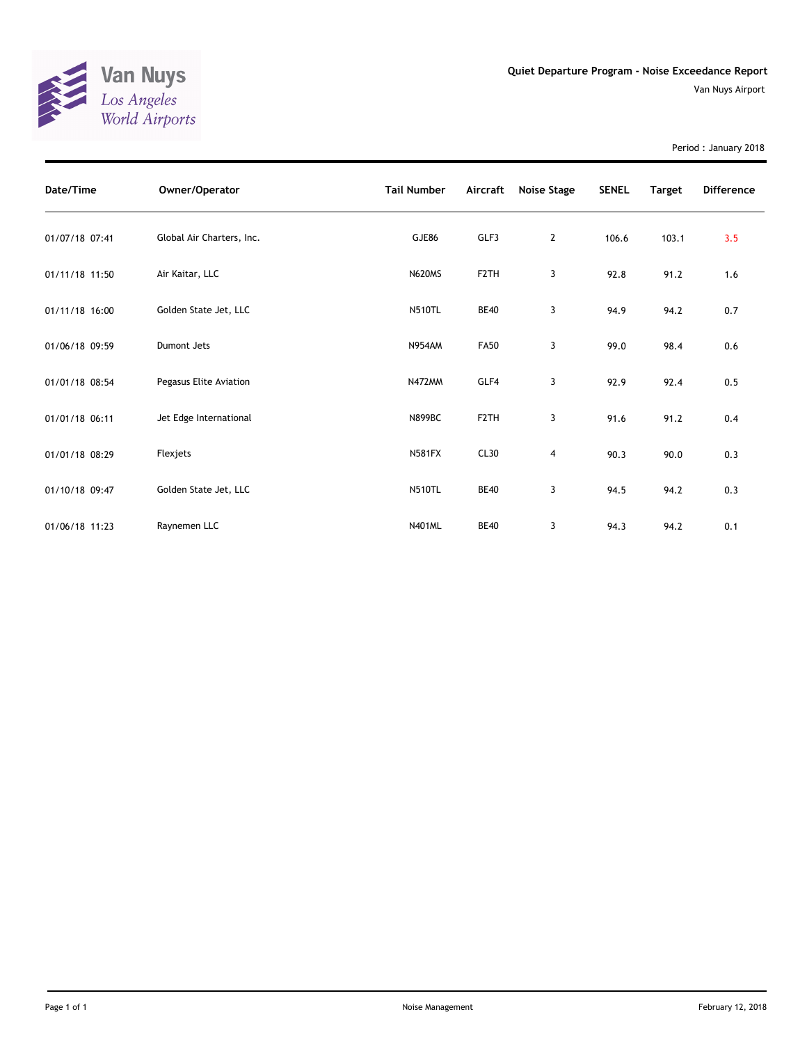Van Nuys
Los Angeles
World Airports

# Quiet Departure Program - Noise Exceedance Report

Van Nuys Airport

Period : January 2018

| Date/Time | Owner/Operator | Tail Number | Aircraft | Noise Stage | SENEL | Target | Difference |
|---|---|---|---|---|---|---|---|
| 01/07/18 07:41 | Global Air Charters, Inc. | GJE86 | GLF3 | 2 | 106.6 | 103.1 | 3.5 |
| 01/11/18 11:50 | Air Kaitar, LLC | N620MS | F2TH | 3 | 92.8 | 91.2 | 1.6 |
| 01/11/18 16:00 | Golden State Jet, LLC | N510TL | BE40 | 3 | 94.9 | 94.2 | 0.7 |
| 01/06/18 09:59 | Dumont Jets | N954AM | FA50 | 3 | 99.0 | 98.4 | 0.6 |
| 01/01/18 08:54 | Pegasus Elite Aviation | N472MM | GLF4 | 3 | 92.9 | 92.4 | 0.5 |
| 01/01/18 06:11 | Jet Edge International | N899BC | F2TH | 3 | 91.6 | 91.2 | 0.4 |
| 01/01/18 08:29 | Flexjets | N581FX | CL30 | 4 | 90.3 | 90.0 | 0.3 |
| 01/10/18 09:47 | Golden State Jet, LLC | N510TL | BE40 | 3 | 94.5 | 94.2 | 0.3 |
| 01/06/18 11:23 | Raynemen LLC | N401ML | BE40 | 3 | 94.3 | 94.2 | 0.1 |

Noise Management

February 12, 2018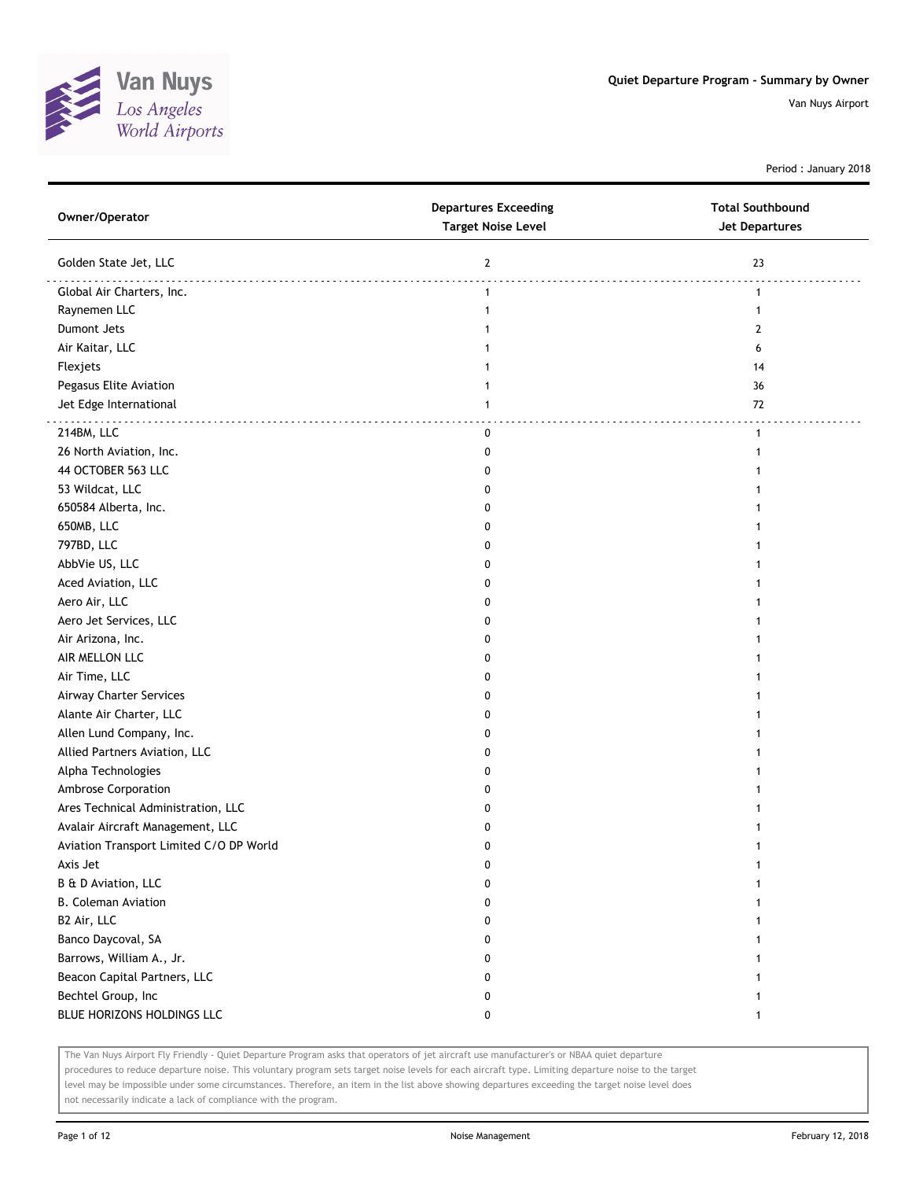# Quiet Departure Program - Summary by Owner

Van Nuys Airport

Period : January 2018

| Owner/Operator | Departures Exceeding Target Noise Level | Total Southbound Jet Departures |
|---|---|---|
| Golden State Jet, LLC | 2 | 23 |
| Global Air Charters, Inc. | 1 | 1 |
| Raynemen LLC | 1 | 1 |
| Dumont Jets | 1 | 2 |
| Air Kaitar, LLC | 1 | 6 |
| Flexjets | 1 | 14 |
| Pegasus Elite Aviation | 1 | 36 |
| Jet Edge International | 1 | 72 |
| 214BM, LLC | 0 | 1 |
| 26 North Aviation, Inc. | 0 | 1 |
| 44 OCTOBER 563 LLC | 0 | 1 |
| 53 Wildcat, LLC | 0 | 1 |
| 650584 Alberta, Inc. | 0 | 1 |
| 650MB, LLC | 0 | 1 |
| 797BD, LLC | 0 | 1 |
| AbbVie US, LLC | 0 | 1 |
| Aced Aviation, LLC | 0 | 1 |
| Aero Air, LLC | 0 | 1 |
| Aero Jet Services, LLC | 0 | 1 |
| Air Arizona, Inc. | 0 | 1 |
| AIR MELLON LLC | 0 | 1 |
| Air Time, LLC | 0 | 1 |
| Airway Charter Services | 0 | 1 |
| Alante Air Charter, LLC | 0 | 1 |
| Allen Lund Company, Inc. | 0 | 1 |
| Allied Partners Aviation, LLC | 0 | 1 |
| Alpha Technologies | 0 | 1 |
| Ambrose Corporation | 0 | 1 |
| Ares Technical Administration, LLC | 0 | 1 |
| Avalair Aircraft Management, LLC | 0 | 1 |
| Aviation Transport Limited C/O DP World | 0 | 1 |
| Axis Jet | 0 | 1 |
| B & D Aviation, LLC | 0 | 1 |
| B. Coleman Aviation | 0 | 1 |
| B2 Air, LLC | 0 | 1 |
| Banco Daycoval, SA | 0 | 1 |
| Barrows, William A., Jr. | 0 | 1 |
| Beacon Capital Partners, LLC | 0 | 1 |
| Bechtel Group, Inc | 0 | 1 |
| BLUE HORIZONS HOLDINGS LLC | 0 | 1 |

The Van Nuys Airport Fly Friendly - Quiet Departure Program asks that operators of jet aircraft use manufacturer's or NBAA quiet departure procedures to reduce departure noise. This voluntary program sets target noise levels for each aircraft type. Limiting departure noise to the target level may be impossible under some circumstances. Therefore, an item in the list above showing departures exceeding the target noise level does not necessarily indicate a lack of compliance with the program.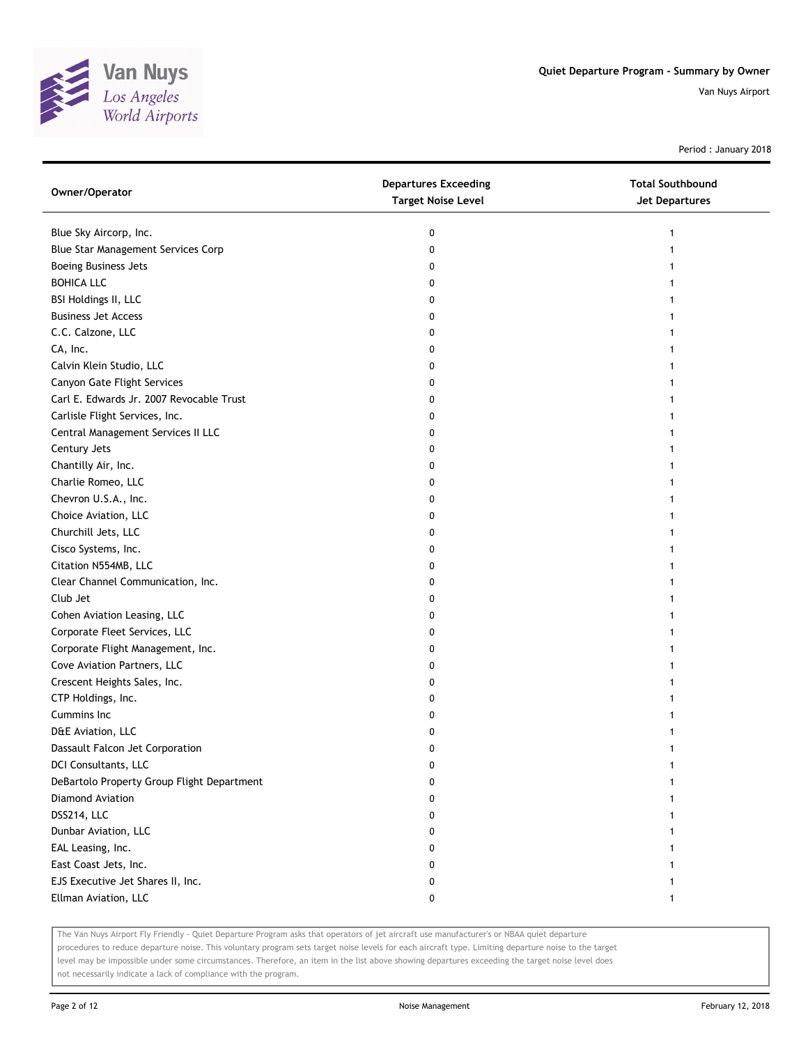# Quiet Departure Program - Summary by Owner

Van Nuys Airport

Period : January 2018

| Owner/Operator | Departures Exceeding Target Noise Level | Total Southbound Jet Departures |
|---|---|---|
| Blue Sky Aircorp, Inc. | 0 | 1 |
| Blue Star Management Services Corp | 0 | 1 |
| Boeing Business Jets | 0 | 1 |
| BOHICA LLC | 0 | 1 |
| BSI Holdings II, LLC | 0 | 1 |
| Business Jet Access | 0 | 1 |
| C.C. Calzone, LLC | 0 | 1 |
| CA, Inc. | 0 | 1 |
| Calvin Klein Studio, LLC | 0 | 1 |
| Canyon Gate Flight Services | 0 | 1 |
| Carl E. Edwards Jr. 2007 Revocable Trust | 0 | 1 |
| Carlisle Flight Services, Inc. | 0 | 1 |
| Central Management Services II LLC | 0 | 1 |
| Century Jets | 0 | 1 |
| Chantilly Air, Inc. | 0 | 1 |
| Charlie Romeo, LLC | 0 | 1 |
| Chevron U.S.A., Inc. | 0 | 1 |
| Choice Aviation, LLC | 0 | 1 |
| Churchill Jets, LLC | 0 | 1 |
| Cisco Systems, Inc. | 0 | 1 |
| Citation N554MB, LLC | 0 | 1 |
| Clear Channel Communication, Inc. | 0 | 1 |
| Club Jet | 0 | 1 |
| Cohen Aviation Leasing, LLC | 0 | 1 |
| Corporate Fleet Services, LLC | 0 | 1 |
| Corporate Flight Management, Inc. | 0 | 1 |
| Cove Aviation Partners, LLC | 0 | 1 |
| Crescent Heights Sales, Inc. | 0 | 1 |
| CTP Holdings, Inc. | 0 | 1 |
| Cummins Inc | 0 | 1 |
| D&E Aviation, LLC | 0 | 1 |
| Dassault Falcon Jet Corporation | 0 | 1 |
| DCI Consultants, LLC | 0 | 1 |
| DeBartolo Property Group Flight Department | 0 | 1 |
| Diamond Aviation | 0 | 1 |
| DSS214, LLC | 0 | 1 |
| Dunbar Aviation, LLC | 0 | 1 |
| EAL Leasing, Inc. | 0 | 1 |
| East Coast Jets, Inc. | 0 | 1 |
| EJS Executive Jet Shares II, Inc. | 0 | 1 |
| Ellman Aviation, LLC | 0 | 1 |

The Van Nuys Airport Fly Friendly - Quiet Departure Program asks that operators of jet aircraft use manufacturer's or NBAA quiet departure procedures to reduce departure noise. This voluntary program sets target noise levels for each aircraft type. Limiting departure noise to the target level may be impossible under some circumstances. Therefore, an item in the list above showing departures exceeding the target noise level does not necessarily indicate a lack of compliance with the program.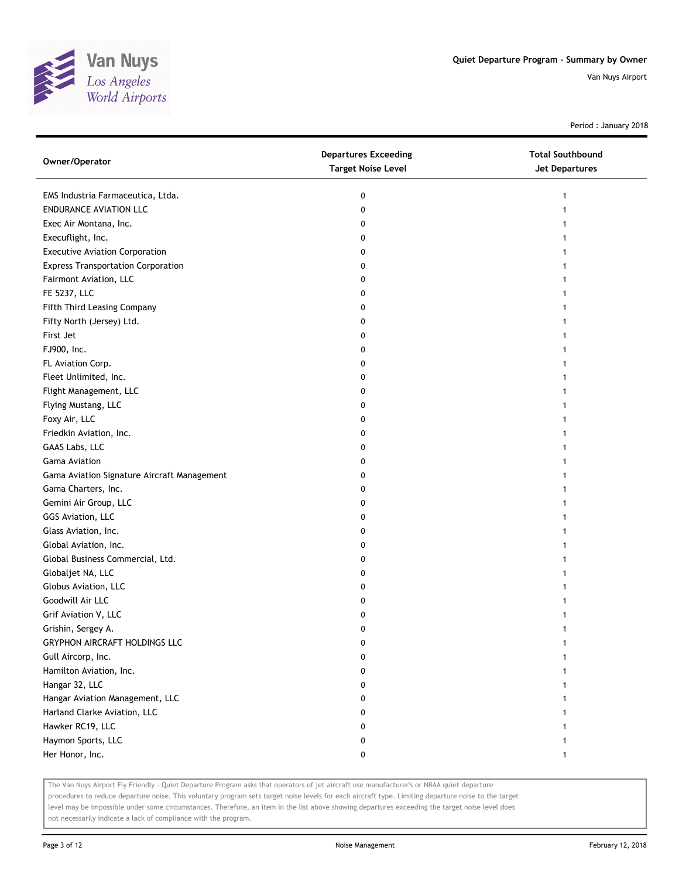# Quiet Departure Program - Summary by Owner

Van Nuys Airport

Period : January 2018

| Owner/Operator | Departures Exceeding Target Noise Level | Total Southbound Jet Departures |
|---|---|---|
| EMS Industria Farmaceutica, Ltda. | 0 | 1 |
| ENDURANCE AVIATION LLC | 0 | 1 |
| Exec Air Montana, Inc. | 0 | 1 |
| Execuflight, Inc. | 0 | 1 |
| Executive Aviation Corporation | 0 | 1 |
| Express Transportation Corporation | 0 | 1 |
| Fairmont Aviation, LLC | 0 | 1 |
| FE 5237, LLC | 0 | 1 |
| Fifth Third Leasing Company | 0 | 1 |
| Fifty North (Jersey) Ltd. | 0 | 1 |
| First Jet | 0 | 1 |
| FJ900, Inc. | 0 | 1 |
| FL Aviation Corp. | 0 | 1 |
| Fleet Unlimited, Inc. | 0 | 1 |
| Flight Management, LLC | 0 | 1 |
| Flying Mustang, LLC | 0 | 1 |
| Foxy Air, LLC | 0 | 1 |
| Friedkin Aviation, Inc. | 0 | 1 |
| GAAS Labs, LLC | 0 | 1 |
| Gama Aviation | 0 | 1 |
| Gama Aviation Signature Aircraft Management | 0 | 1 |
| Gama Charters, Inc. | 0 | 1 |
| Gemini Air Group, LLC | 0 | 1 |
| GGS Aviation, LLC | 0 | 1 |
| Glass Aviation, Inc. | 0 | 1 |
| Global Aviation, Inc. | 0 | 1 |
| Global Business Commercial, Ltd. | 0 | 1 |
| Globaljet NA, LLC | 0 | 1 |
| Globus Aviation, LLC | 0 | 1 |
| Goodwill Air LLC | 0 | 1 |
| Grif Aviation V, LLC | 0 | 1 |
| Grishin, Sergey A. | 0 | 1 |
| GRYPHON AIRCRAFT HOLDINGS LLC | 0 | 1 |
| Gull Aircorp, Inc. | 0 | 1 |
| Hamilton Aviation, Inc. | 0 | 1 |
| Hangar 32, LLC | 0 | 1 |
| Hangar Aviation Management, LLC | 0 | 1 |
| Harland Clarke Aviation, LLC | 0 | 1 |
| Hawker RC19, LLC | 0 | 1 |
| Haymon Sports, LLC | 0 | 1 |
| Her Honor, Inc. | 0 | 1 |

The Van Nuys Airport Fly Friendly - Quiet Departure Program asks that operators of jet aircraft use manufacturer's or NBAA quiet departure procedures to reduce departure noise. This voluntary program sets target noise levels for each aircraft type. Limiting departure noise to the target level may be impossible under some circumstances. Therefore, an item in the list above showing departures exceeding the target noise level does not necessarily indicate a lack of compliance with the program.

Noise Management

February 12, 2018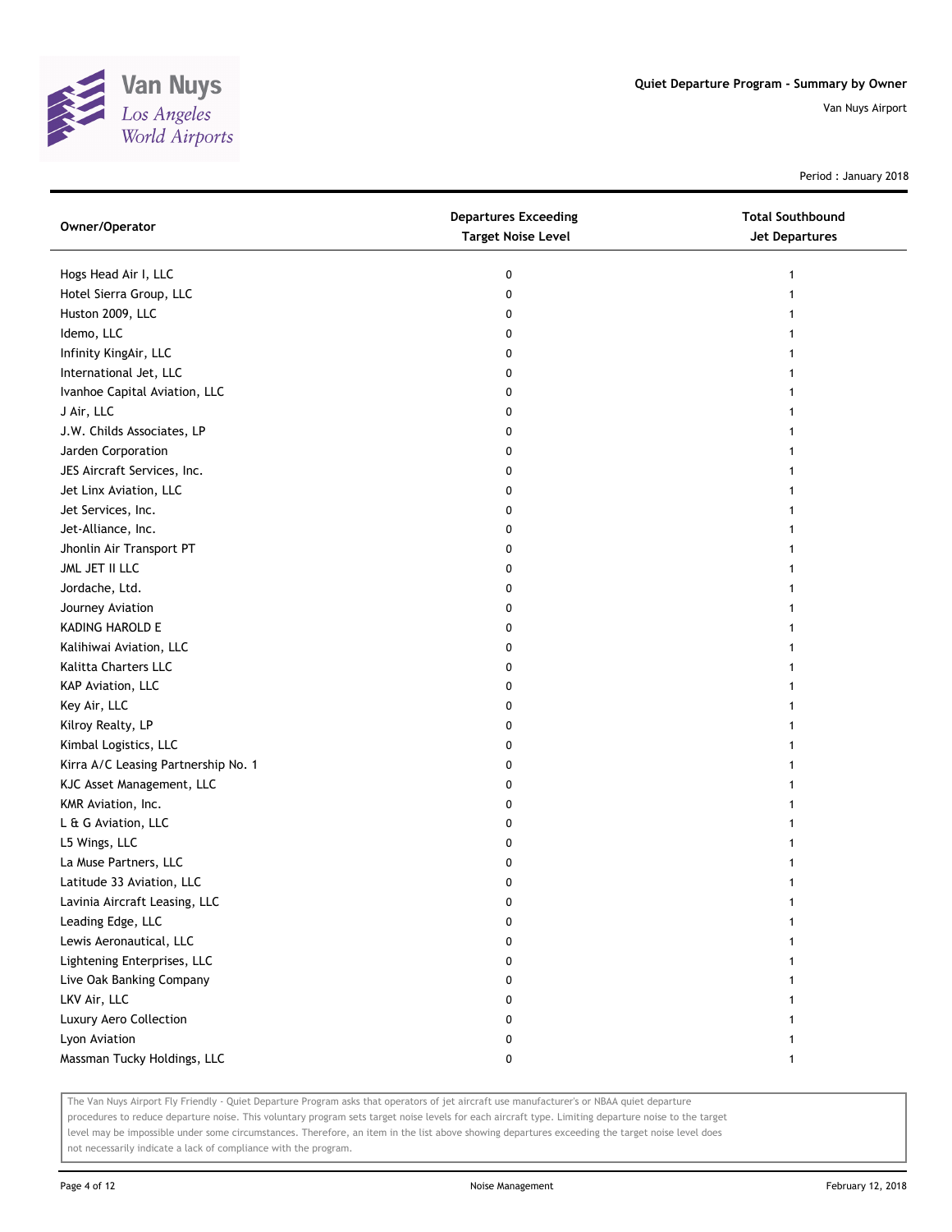Quiet Departure Program - Summary by Owner

Van Nuys Airport

Period : January 2018

| Owner/Operator | Departures Exceeding Target Noise Level | Total Southbound Jet Departures |
|---|---|---|
| Hogs Head Air I, LLC | 0 | 1 |
| Hotel Sierra Group, LLC | 0 | 1 |
| Huston 2009, LLC | 0 | 1 |
| Idemo, LLC | 0 | 1 |
| Infinity KingAir, LLC | 0 | 1 |
| International Jet, LLC | 0 | 1 |
| Ivanhoe Capital Aviation, LLC | 0 | 1 |
| J Air, LLC | 0 | 1 |
| J.W. Childs Associates, LP | 0 | 1 |
| Jarden Corporation | 0 | 1 |
| JES Aircraft Services, Inc. | 0 | 1 |
| Jet Linx Aviation, LLC | 0 | 1 |
| Jet Services, Inc. | 0 | 1 |
| Jet-Alliance, Inc. | 0 | 1 |
| Jhonlin Air Transport PT | 0 | 1 |
| JML JET II LLC | 0 | 1 |
| Jordache, Ltd. | 0 | 1 |
| Journey Aviation | 0 | 1 |
| KADING HAROLD E | 0 | 1 |
| Kalihiwai Aviation, LLC | 0 | 1 |
| Kalitta Charters LLC | 0 | 1 |
| KAP Aviation, LLC | 0 | 1 |
| Key Air, LLC | 0 | 1 |
| Kilroy Realty, LP | 0 | 1 |
| Kimbal Logistics, LLC | 0 | 1 |
| Kirra A/C Leasing Partnership No. 1 | 0 | 1 |
| KJC Asset Management, LLC | 0 | 1 |
| KMR Aviation, Inc. | 0 | 1 |
| L & G Aviation, LLC | 0 | 1 |
| L5 Wings, LLC | 0 | 1 |
| La Muse Partners, LLC | 0 | 1 |
| Latitude 33 Aviation, LLC | 0 | 1 |
| Lavinia Aircraft Leasing, LLC | 0 | 1 |
| Leading Edge, LLC | 0 | 1 |
| Lewis Aeronautical, LLC | 0 | 1 |
| Lightening Enterprises, LLC | 0 | 1 |
| Live Oak Banking Company | 0 | 1 |
| LKV Air, LLC | 0 | 1 |
| Luxury Aero Collection | 0 | 1 |
| Lyon Aviation | 0 | 1 |
| Massman Tucky Holdings, LLC | 0 | 1 |

The Van Nuys Airport Fly Friendly - Quiet Departure Program asks that operators of jet aircraft use manufacturer's or NBAA quiet departure procedures to reduce departure noise. This voluntary program sets target noise levels for each aircraft type. Limiting departure noise to the target level may be impossible under some circumstances. Therefore, an item in the list above showing departures exceeding the target noise level does not necessarily indicate a lack of compliance with the program.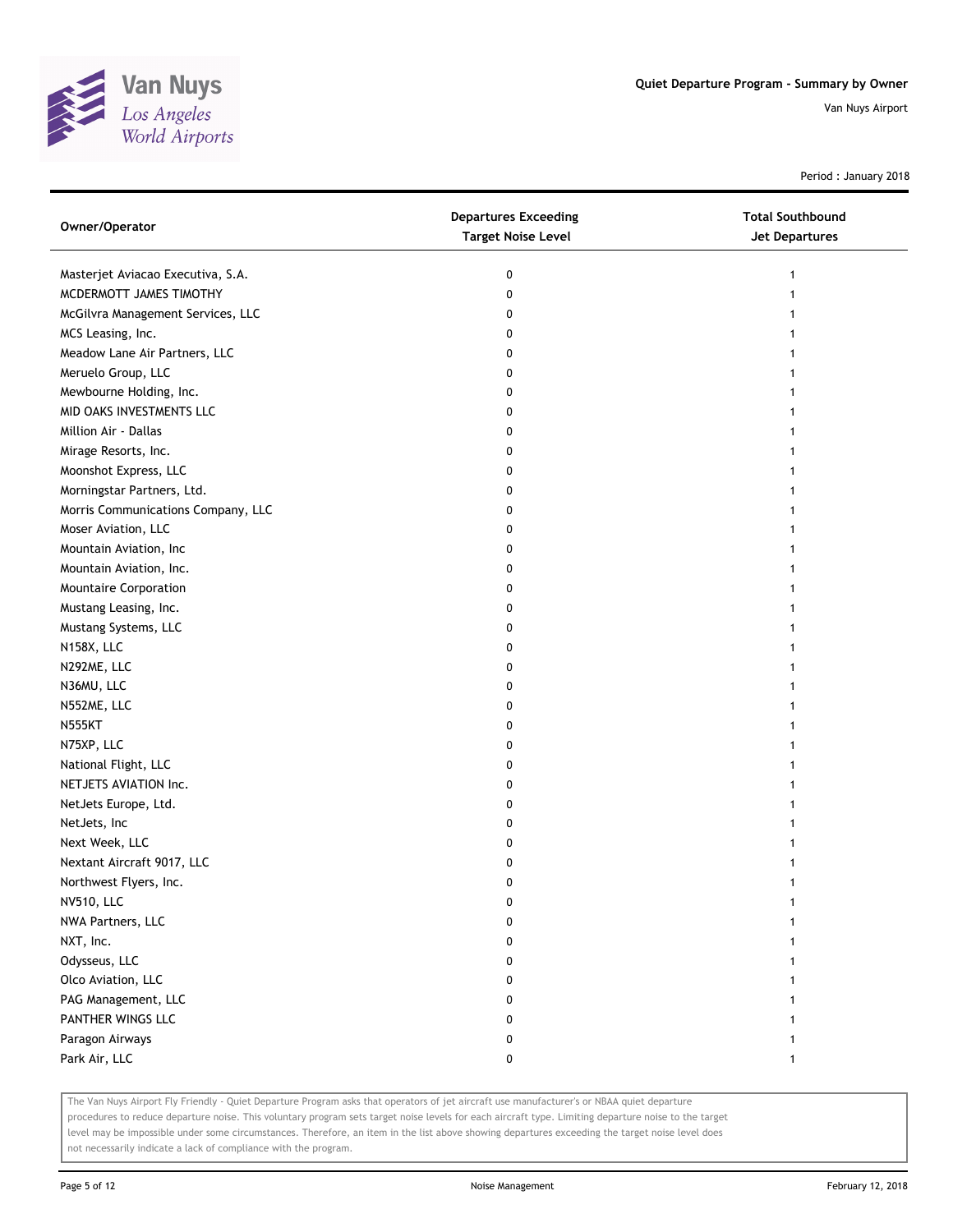Quiet Departure Program - Summary by Owner

Van Nuys Airport

Period : January 2018

| Owner/Operator | Departures Exceeding Target Noise Level | Total Southbound Jet Departures |
|---|---|---|
| Masterjet Aviacao Executiva, S.A. | 0 | 1 |
| MCDERMOTT JAMES TIMOTHY | 0 | 1 |
| McGilvra Management Services, LLC | 0 | 1 |
| MCS Leasing, Inc. | 0 | 1 |
| Meadow Lane Air Partners, LLC | 0 | 1 |
| Meruelo Group, LLC | 0 | 1 |
| Mewbourne Holding, Inc. | 0 | 1 |
| MID OAKS INVESTMENTS LLC | 0 | 1 |
| Million Air - Dallas | 0 | 1 |
| Mirage Resorts, Inc. | 0 | 1 |
| Moonshot Express, LLC | 0 | 1 |
| Morningstar Partners, Ltd. | 0 | 1 |
| Morris Communications Company, LLC | 0 | 1 |
| Moser Aviation, LLC | 0 | 1 |
| Mountain Aviation, Inc | 0 | 1 |
| Mountain Aviation, Inc. | 0 | 1 |
| Mountaire Corporation | 0 | 1 |
| Mustang Leasing, Inc. | 0 | 1 |
| Mustang Systems, LLC | 0 | 1 |
| N158X, LLC | 0 | 1 |
| N292ME, LLC | 0 | 1 |
| N36MU, LLC | 0 | 1 |
| N552ME, LLC | 0 | 1 |
| N555KT | 0 | 1 |
| N75XP, LLC | 0 | 1 |
| National Flight, LLC | 0 | 1 |
| NETJETS AVIATION Inc. | 0 | 1 |
| NetJets Europe, Ltd. | 0 | 1 |
| NetJets, Inc | 0 | 1 |
| Next Week, LLC | 0 | 1 |
| Nextant Aircraft 9017, LLC | 0 | 1 |
| Northwest Flyers, Inc. | 0 | 1 |
| NV510, LLC | 0 | 1 |
| NWA Partners, LLC | 0 | 1 |
| NXT, Inc. | 0 | 1 |
| Odysseus, LLC | 0 | 1 |
| Olco Aviation, LLC | 0 | 1 |
| PAG Management, LLC | 0 | 1 |
| PANTHER WINGS LLC | 0 | 1 |
| Paragon Airways | 0 | 1 |
| Park Air, LLC | 0 | 1 |

The Van Nuys Airport Fly Friendly - Quiet Departure Program asks that operators of jet aircraft use manufacturer's or NBAA quiet departure procedures to reduce departure noise. This voluntary program sets target noise levels for each aircraft type. Limiting departure noise to the target level may be impossible under some circumstances. Therefore, an item in the list above showing departures exceeding the target noise level does not necessarily indicate a lack of compliance with the program.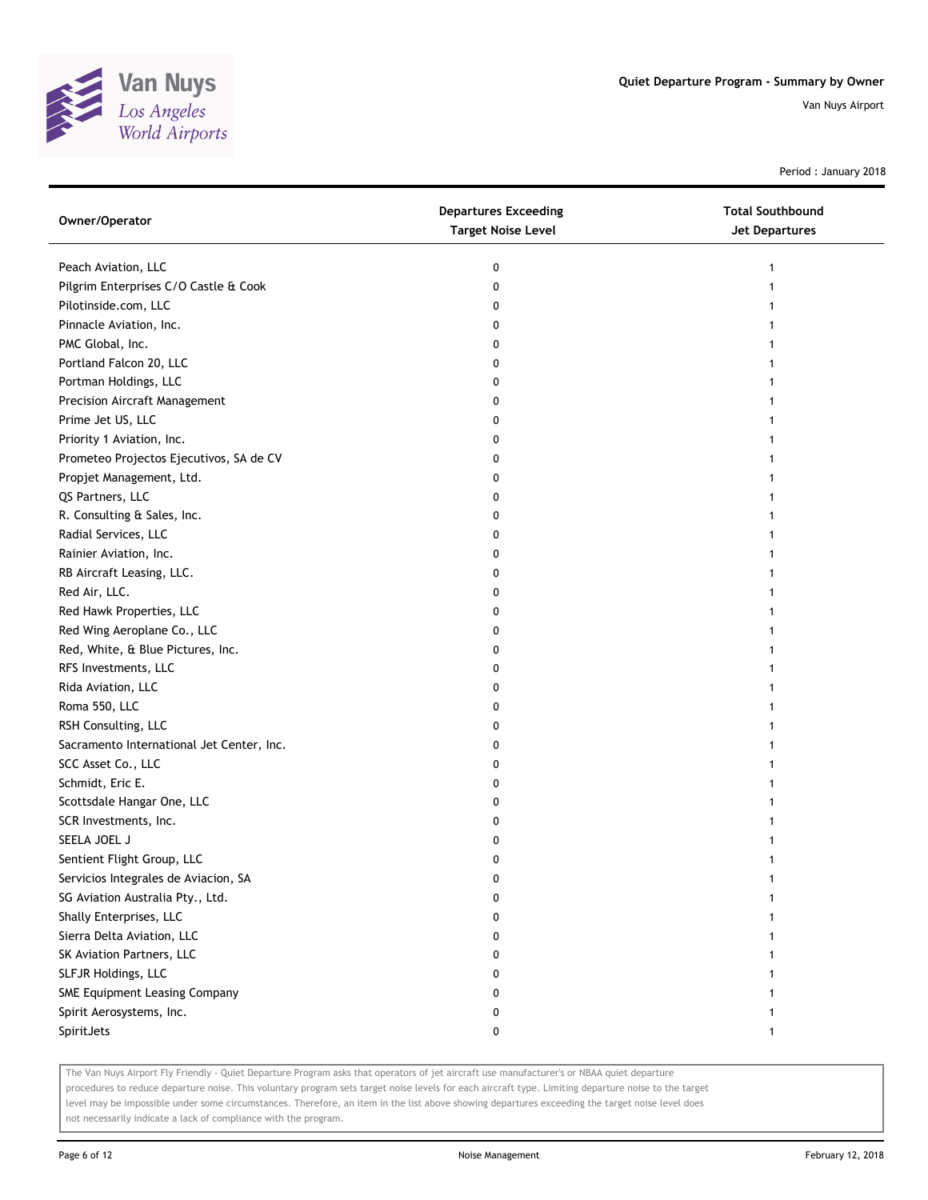# Quiet Departure Program - Summary by Owner

Van Nuys Airport

Period : January 2018

| Owner/Operator | Departures Exceeding Target Noise Level | Total Southbound Jet Departures |
|---|---|---|
| Peach Aviation, LLC | 0 | 1 |
| Pilgrim Enterprises C/O Castle & Cook | 0 | 1 |
| Pilotinside.com, LLC | 0 | 1 |
| Pinnacle Aviation, Inc. | 0 | 1 |
| PMC Global, Inc. | 0 | 1 |
| Portland Falcon 20, LLC | 0 | 1 |
| Portman Holdings, LLC | 0 | 1 |
| Precision Aircraft Management | 0 | 1 |
| Prime Jet US, LLC | 0 | 1 |
| Priority 1 Aviation, Inc. | 0 | 1 |
| Prometeo Projectos Ejecutivos, SA de CV | 0 | 1 |
| Propjet Management, Ltd. | 0 | 1 |
| QS Partners, LLC | 0 | 1 |
| R. Consulting & Sales, Inc. | 0 | 1 |
| Radial Services, LLC | 0 | 1 |
| Rainier Aviation, Inc. | 0 | 1 |
| RB Aircraft Leasing, LLC. | 0 | 1 |
| Red Air, LLC. | 0 | 1 |
| Red Hawk Properties, LLC | 0 | 1 |
| Red Wing Aeroplane Co., LLC | 0 | 1 |
| Red, White, & Blue Pictures, Inc. | 0 | 1 |
| RFS Investments, LLC | 0 | 1 |
| Rida Aviation, LLC | 0 | 1 |
| Roma 550, LLC | 0 | 1 |
| RSH Consulting, LLC | 0 | 1 |
| Sacramento International Jet Center, Inc. | 0 | 1 |
| SCC Asset Co., LLC | 0 | 1 |
| Schmidt, Eric E. | 0 | 1 |
| Scottsdale Hangar One, LLC | 0 | 1 |
| SCR Investments, Inc. | 0 | 1 |
| SEELA JOEL J | 0 | 1 |
| Sentient Flight Group, LLC | 0 | 1 |
| Servicios Integrales de Aviacion, SA | 0 | 1 |
| SG Aviation Australia Pty., Ltd. | 0 | 1 |
| Shally Enterprises, LLC | 0 | 1 |
| Sierra Delta Aviation, LLC | 0 | 1 |
| SK Aviation Partners, LLC | 0 | 1 |
| SLFJR Holdings, LLC | 0 | 1 |
| SME Equipment Leasing Company | 0 | 1 |
| Spirit Aerosystems, Inc. | 0 | 1 |
| SpiritJets | 0 | 1 |

The Van Nuys Airport Fly Friendly - Quiet Departure Program asks that operators of jet aircraft use manufacturer's or NBAA quiet departure procedures to reduce departure noise. This voluntary program sets target noise levels for each aircraft type. Limiting departure noise to the target level may be impossible under some circumstances. Therefore, an item in the list above showing departures exceeding the target noise level does not necessarily indicate a lack of compliance with the program.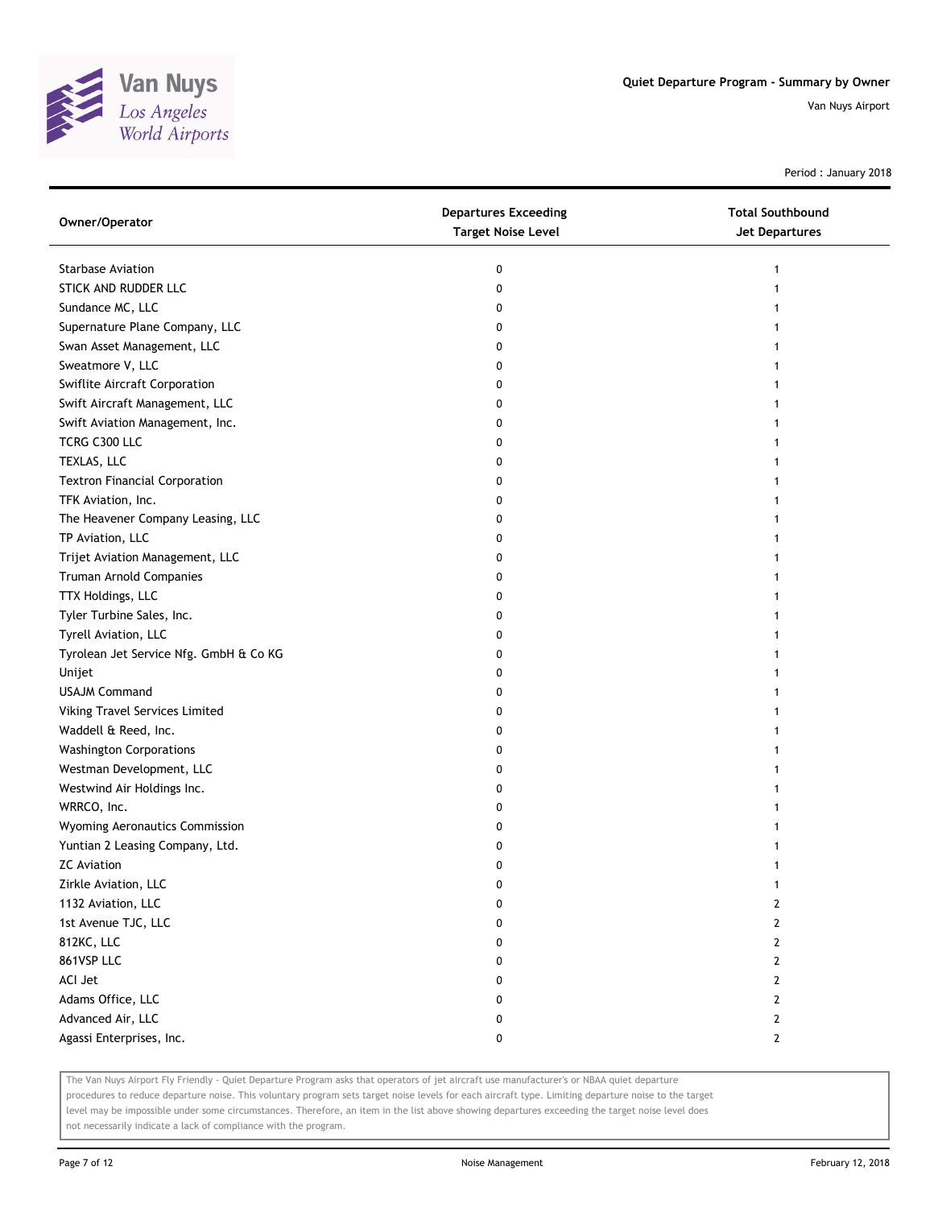# Quiet Departure Program - Summary by Owner

Van Nuys Airport

Period : January 2018

| Owner/Operator | Departures Exceeding Target Noise Level | Total Southbound Jet Departures |
|---|---|---|
| Starbase Aviation | 0 | 1 |
| STICK AND RUDDER LLC | 0 | 1 |
| Sundance MC, LLC | 0 | 1 |
| Supernature Plane Company, LLC | 0 | 1 |
| Swan Asset Management, LLC | 0 | 1 |
| Sweatmore V, LLC | 0 | 1 |
| Swiflite Aircraft Corporation | 0 | 1 |
| Swift Aircraft Management, LLC | 0 | 1 |
| Swift Aviation Management, Inc. | 0 | 1 |
| TCRG C300 LLC | 0 | 1 |
| TEXLAS, LLC | 0 | 1 |
| Textron Financial Corporation | 0 | 1 |
| TFK Aviation, Inc. | 0 | 1 |
| The Heavener Company Leasing, LLC | 0 | 1 |
| TP Aviation, LLC | 0 | 1 |
| Trijet Aviation Management, LLC | 0 | 1 |
| Truman Arnold Companies | 0 | 1 |
| TTX Holdings, LLC | 0 | 1 |
| Tyler Turbine Sales, Inc. | 0 | 1 |
| Tyrell Aviation, LLC | 0 | 1 |
| Tyrolean Jet Service Nfg. GmbH & Co KG | 0 | 1 |
| Unijet | 0 | 1 |
| USAJM Command | 0 | 1 |
| Viking Travel Services Limited | 0 | 1 |
| Waddell & Reed, Inc. | 0 | 1 |
| Washington Corporations | 0 | 1 |
| Westman Development, LLC | 0 | 1 |
| Westwind Air Holdings Inc. | 0 | 1 |
| WRRCO, Inc. | 0 | 1 |
| Wyoming Aeronautics Commission | 0 | 1 |
| Yuntian 2 Leasing Company, Ltd. | 0 | 1 |
| ZC Aviation | 0 | 1 |
| Zirkle Aviation, LLC | 0 | 1 |
| 1132 Aviation, LLC | 0 | 2 |
| 1st Avenue TJC, LLC | 0 | 2 |
| 812KC, LLC | 0 | 2 |
| 861VSP LLC | 0 | 2 |
| ACI Jet | 0 | 2 |
| Adams Office, LLC | 0 | 2 |
| Advanced Air, LLC | 0 | 2 |
| Agassi Enterprises, Inc. | 0 | 2 |

The Van Nuys Airport Fly Friendly - Quiet Departure Program asks that operators of jet aircraft use manufacturer's or NBAA quiet departure procedures to reduce departure noise. This voluntary program sets target noise levels for each aircraft type. Limiting departure noise to the target level may be impossible under some circumstances. Therefore, an item in the list above showing departures exceeding the target noise level does not necessarily indicate a lack of compliance with the program.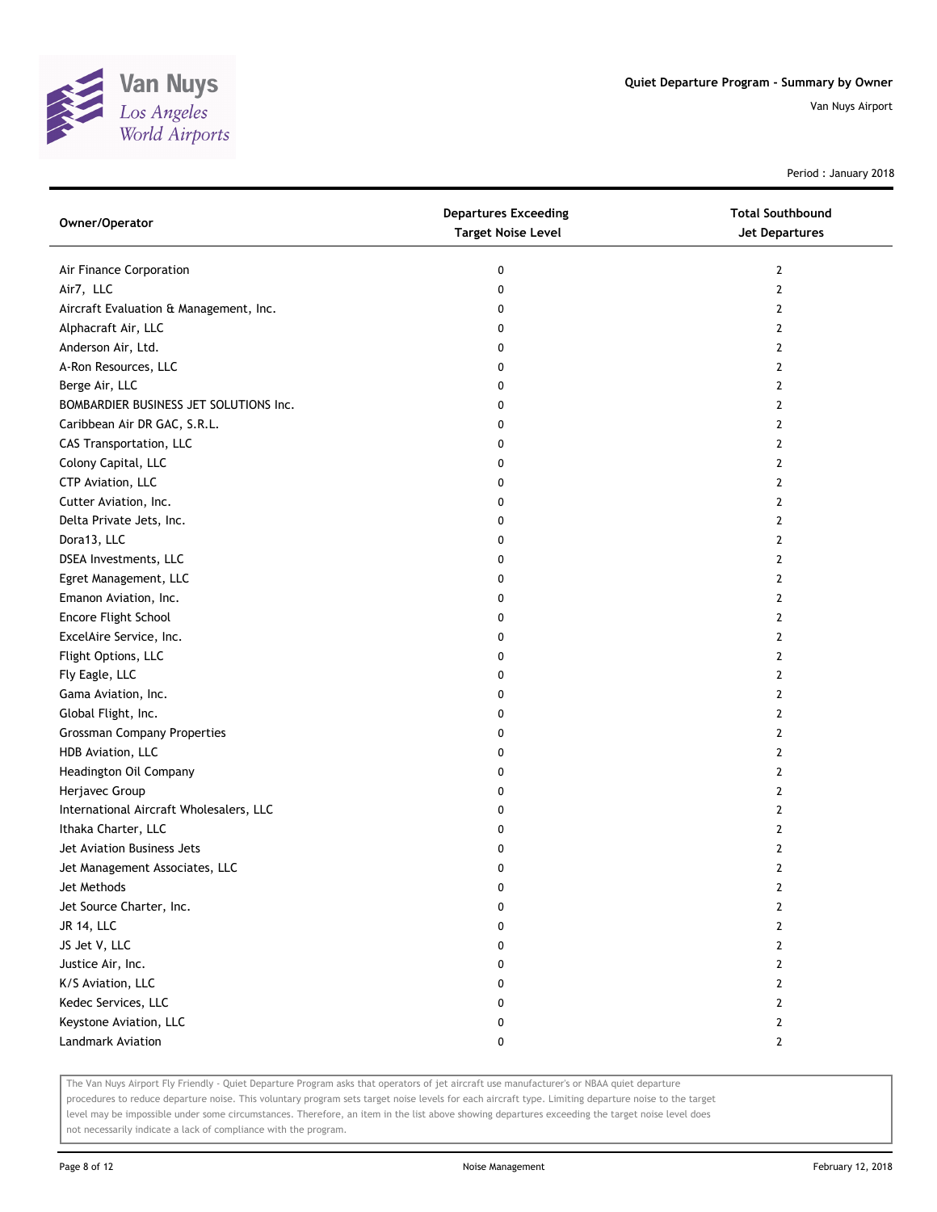# Quiet Departure Program - Summary by Owner

Van Nuys Airport

Period : January 2018

| Owner/Operator | Departures Exceeding Target Noise Level | Total Southbound Jet Departures |
|---|---|---|
| Air Finance Corporation | 0 | 2 |
| Air7, LLC | 0 | 2 |
| Aircraft Evaluation & Management, Inc. | 0 | 2 |
| Alphacraft Air, LLC | 0 | 2 |
| Anderson Air, Ltd. | 0 | 2 |
| A-Ron Resources, LLC | 0 | 2 |
| Berge Air, LLC | 0 | 2 |
| BOMBARDIER BUSINESS JET SOLUTIONS Inc. | 0 | 2 |
| Caribbean Air DR GAC, S.R.L. | 0 | 2 |
| CAS Transportation, LLC | 0 | 2 |
| Colony Capital, LLC | 0 | 2 |
| CTP Aviation, LLC | 0 | 2 |
| Cutter Aviation, Inc. | 0 | 2 |
| Delta Private Jets, Inc. | 0 | 2 |
| Dora13, LLC | 0 | 2 |
| DSEA Investments, LLC | 0 | 2 |
| Egret Management, LLC | 0 | 2 |
| Emanon Aviation, Inc. | 0 | 2 |
| Encore Flight School | 0 | 2 |
| ExcelAire Service, Inc. | 0 | 2 |
| Flight Options, LLC | 0 | 2 |
| Fly Eagle, LLC | 0 | 2 |
| Gama Aviation, Inc. | 0 | 2 |
| Global Flight, Inc. | 0 | 2 |
| Grossman Company Properties | 0 | 2 |
| HDB Aviation, LLC | 0 | 2 |
| Headington Oil Company | 0 | 2 |
| Herjavec Group | 0 | 2 |
| International Aircraft Wholesalers, LLC | 0 | 2 |
| Ithaka Charter, LLC | 0 | 2 |
| Jet Aviation Business Jets | 0 | 2 |
| Jet Management Associates, LLC | 0 | 2 |
| Jet Methods | 0 | 2 |
| Jet Source Charter, Inc. | 0 | 2 |
| JR 14, LLC | 0 | 2 |
| JS Jet V, LLC | 0 | 2 |
| Justice Air, Inc. | 0 | 2 |
| K/S Aviation, LLC | 0 | 2 |
| Kedec Services, LLC | 0 | 2 |
| Keystone Aviation, LLC | 0 | 2 |
| Landmark Aviation | 0 | 2 |

The Van Nuys Airport Fly Friendly - Quiet Departure Program asks that operators of jet aircraft use manufacturer's or NBAA quiet departure procedures to reduce departure noise. This voluntary program sets target noise levels for each aircraft type. Limiting departure noise to the target level may be impossible under some circumstances. Therefore, an item in the list above showing departures exceeding the target noise level does not necessarily indicate a lack of compliance with the program.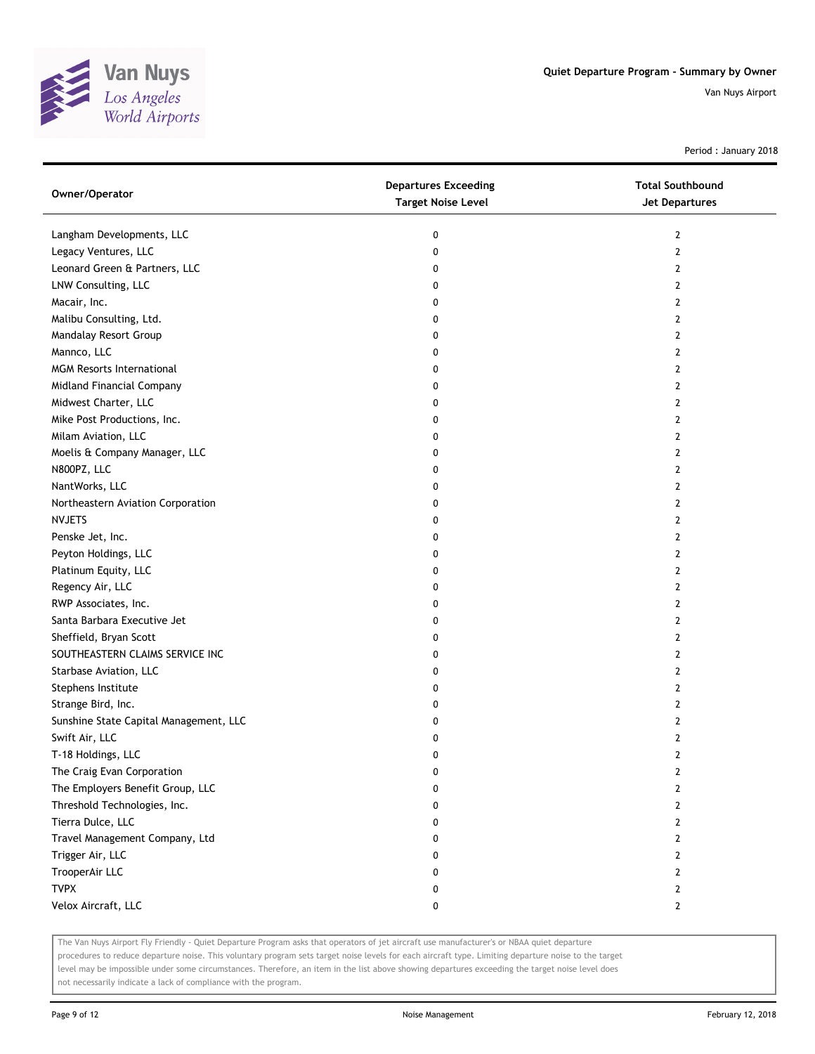# Quiet Departure Program - Summary by Owner

Van Nuys Airport

Period : January 2018

| Owner/Operator | Departures Exceeding Target Noise Level | Total Southbound Jet Departures |
|---|---|---|
| Langham Developments, LLC | 0 | 2 |
| Legacy Ventures, LLC | 0 | 2 |
| Leonard Green & Partners, LLC | 0 | 2 |
| LNW Consulting, LLC | 0 | 2 |
| Macair, Inc. | 0 | 2 |
| Malibu Consulting, Ltd. | 0 | 2 |
| Mandalay Resort Group | 0 | 2 |
| Mannco, LLC | 0 | 2 |
| MGM Resorts International | 0 | 2 |
| Midland Financial Company | 0 | 2 |
| Midwest Charter, LLC | 0 | 2 |
| Mike Post Productions, Inc. | 0 | 2 |
| Milam Aviation, LLC | 0 | 2 |
| Moelis & Company Manager, LLC | 0 | 2 |
| N800PZ, LLC | 0 | 2 |
| NantWorks, LLC | 0 | 2 |
| Northeastern Aviation Corporation | 0 | 2 |
| NVJETS | 0 | 2 |
| Penske Jet, Inc. | 0 | 2 |
| Peyton Holdings, LLC | 0 | 2 |
| Platinum Equity, LLC | 0 | 2 |
| Regency Air, LLC | 0 | 2 |
| RWP Associates, Inc. | 0 | 2 |
| Santa Barbara Executive Jet | 0 | 2 |
| Sheffield, Bryan Scott | 0 | 2 |
| SOUTHEASTERN CLAIMS SERVICE INC | 0 | 2 |
| Starbase Aviation, LLC | 0 | 2 |
| Stephens Institute | 0 | 2 |
| Strange Bird, Inc. | 0 | 2 |
| Sunshine State Capital Management, LLC | 0 | 2 |
| Swift Air, LLC | 0 | 2 |
| T-18 Holdings, LLC | 0 | 2 |
| The Craig Evan Corporation | 0 | 2 |
| The Employers Benefit Group, LLC | 0 | 2 |
| Threshold Technologies, Inc. | 0 | 2 |
| Tierra Dulce, LLC | 0 | 2 |
| Travel Management Company, Ltd | 0 | 2 |
| Trigger Air, LLC | 0 | 2 |
| TrooperAir LLC | 0 | 2 |
| TVPX | 0 | 2 |
| Velox Aircraft, LLC | 0 | 2 |

The Van Nuys Airport Fly Friendly - Quiet Departure Program asks that operators of jet aircraft use manufacturer's or NBAA quiet departure procedures to reduce departure noise. This voluntary program sets target noise levels for each aircraft type. Limiting departure noise to the target level may be impossible under some circumstances. Therefore, an item in the list above showing departures exceeding the target noise level does not necessarily indicate a lack of compliance with the program.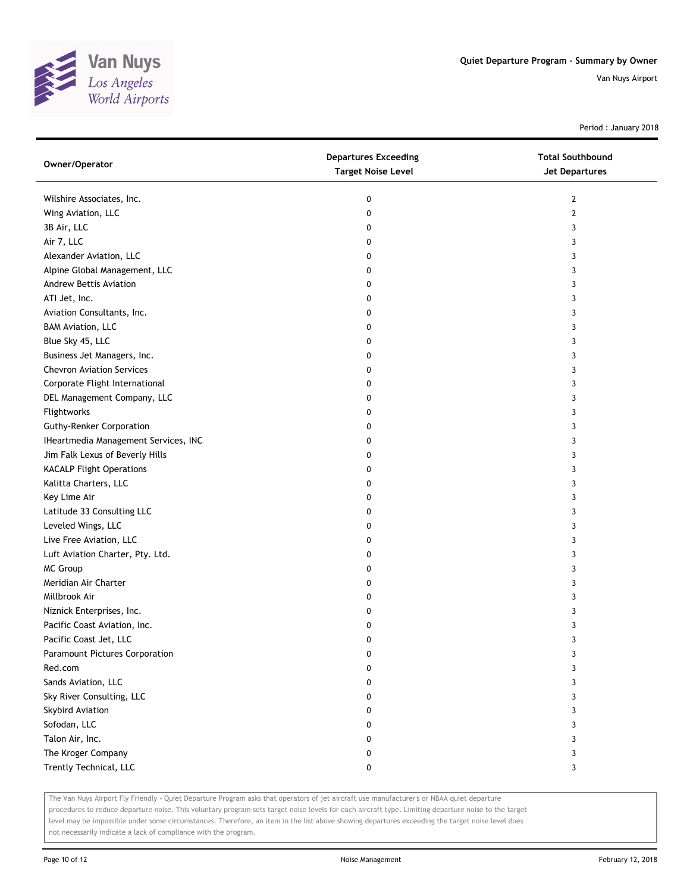Quiet Departure Program - Summary by Owner

Van Nuys Airport

Period : January 2018

| Owner/Operator | Departures Exceeding Target Noise Level | Total Southbound Jet Departures |
|---|---|---|
| Wilshire Associates, Inc. | 0 | 2 |
| Wing Aviation, LLC | 0 | 2 |
| 3B Air, LLC | 0 | 3 |
| Air 7, LLC | 0 | 3 |
| Alexander Aviation, LLC | 0 | 3 |
| Alpine Global Management, LLC | 0 | 3 |
| Andrew Bettis Aviation | 0 | 3 |
| ATI Jet, Inc. | 0 | 3 |
| Aviation Consultants, Inc. | 0 | 3 |
| BAM Aviation, LLC | 0 | 3 |
| Blue Sky 45, LLC | 0 | 3 |
| Business Jet Managers, Inc. | 0 | 3 |
| Chevron Aviation Services | 0 | 3 |
| Corporate Flight International | 0 | 3 |
| DEL Management Company, LLC | 0 | 3 |
| Flightworks | 0 | 3 |
| Guthy-Renker Corporation | 0 | 3 |
| IHeartmedia Management Services, INC | 0 | 3 |
| Jim Falk Lexus of Beverly Hills | 0 | 3 |
| KACALP Flight Operations | 0 | 3 |
| Kalitta Charters, LLC | 0 | 3 |
| Key Lime Air | 0 | 3 |
| Latitude 33 Consulting LLC | 0 | 3 |
| Leveled Wings, LLC | 0 | 3 |
| Live Free Aviation, LLC | 0 | 3 |
| Luft Aviation Charter, Pty. Ltd. | 0 | 3 |
| MC Group | 0 | 3 |
| Meridian Air Charter | 0 | 3 |
| Millbrook Air | 0 | 3 |
| Niznick Enterprises, Inc. | 0 | 3 |
| Pacific Coast Aviation, Inc. | 0 | 3 |
| Pacific Coast Jet, LLC | 0 | 3 |
| Paramount Pictures Corporation | 0 | 3 |
| Red.com | 0 | 3 |
| Sands Aviation, LLC | 0 | 3 |
| Sky River Consulting, LLC | 0 | 3 |
| Skybird Aviation | 0 | 3 |
| Sofodan, LLC | 0 | 3 |
| Talon Air, Inc. | 0 | 3 |
| The Kroger Company | 0 | 3 |
| Trently Technical, LLC | 0 | 3 |

The Van Nuys Airport Fly Friendly - Quiet Departure Program asks that operators of jet aircraft use manufacturer's or NBAA quiet departure procedures to reduce departure noise. This voluntary program sets target noise levels for each aircraft type. Limiting departure noise to the target level may be impossible under some circumstances. Therefore, an item in the list above showing departures exceeding the target noise level does not necessarily indicate a lack of compliance with the program.

Noise Management

February 12, 2018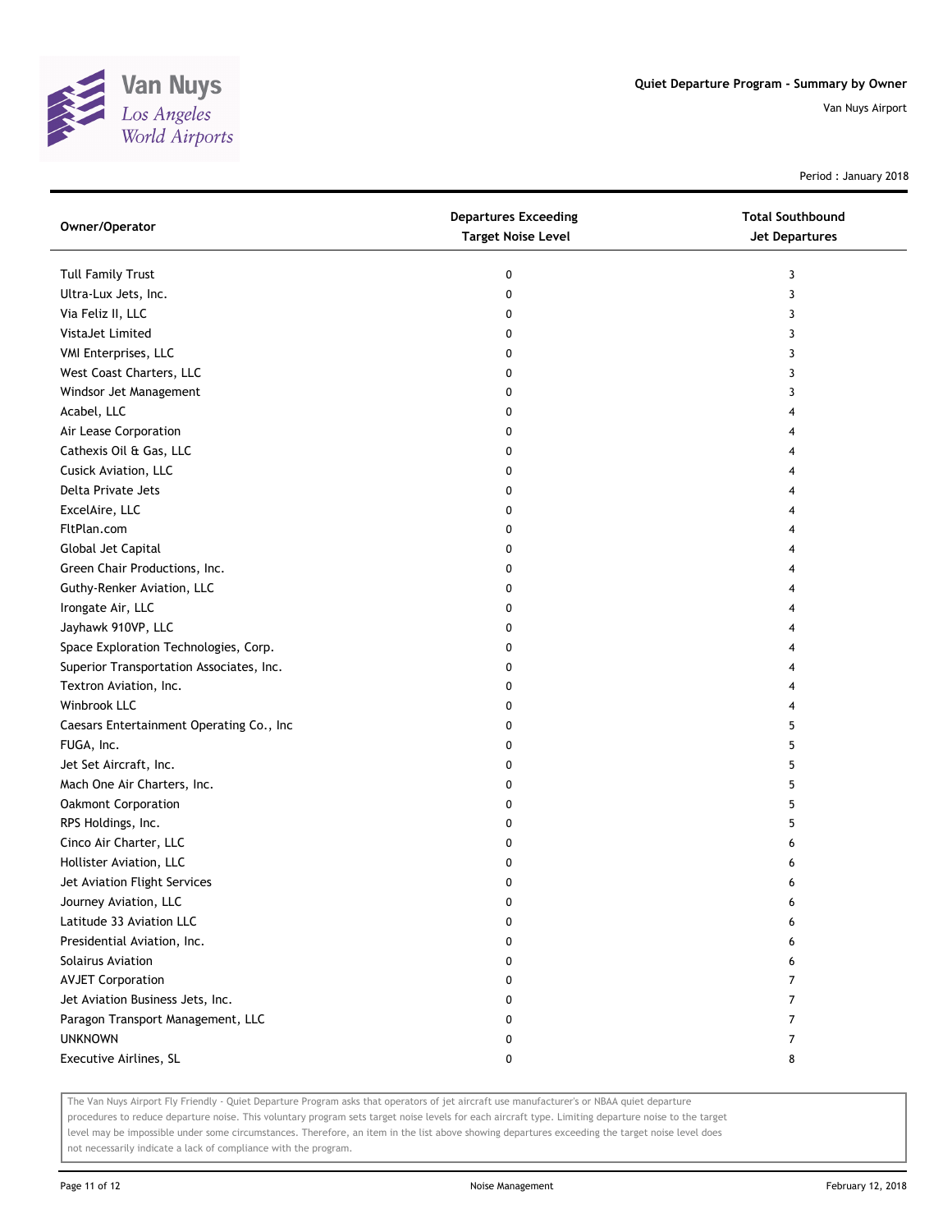# Quiet Departure Program - Summary by Owner

Van Nuys Airport

Period : January 2018

| Owner/Operator | Departures Exceeding Target Noise Level | Total Southbound Jet Departures |
|---|---|---|
| Tull Family Trust | 0 | 3 |
| Ultra-Lux Jets, Inc. | 0 | 3 |
| Via Feliz II, LLC | 0 | 3 |
| VistaJet Limited | 0 | 3 |
| VMI Enterprises, LLC | 0 | 3 |
| West Coast Charters, LLC | 0 | 3 |
| Windsor Jet Management | 0 | 3 |
| Acabel, LLC | 0 | 4 |
| Air Lease Corporation | 0 | 4 |
| Cathexis Oil & Gas, LLC | 0 | 4 |
| Cusick Aviation, LLC | 0 | 4 |
| Delta Private Jets | 0 | 4 |
| ExcelAire, LLC | 0 | 4 |
| FltPlan.com | 0 | 4 |
| Global Jet Capital | 0 | 4 |
| Green Chair Productions, Inc. | 0 | 4 |
| Guthy-Renker Aviation, LLC | 0 | 4 |
| Irongate Air, LLC | 0 | 4 |
| Jayhawk 910VP, LLC | 0 | 4 |
| Space Exploration Technologies, Corp. | 0 | 4 |
| Superior Transportation Associates, Inc. | 0 | 4 |
| Textron Aviation, Inc. | 0 | 4 |
| Winbrook LLC | 0 | 4 |
| Caesars Entertainment Operating Co., Inc | 0 | 5 |
| FUGA, Inc. | 0 | 5 |
| Jet Set Aircraft, Inc. | 0 | 5 |
| Mach One Air Charters, Inc. | 0 | 5 |
| Oakmont Corporation | 0 | 5 |
| RPS Holdings, Inc. | 0 | 5 |
| Cinco Air Charter, LLC | 0 | 6 |
| Hollister Aviation, LLC | 0 | 6 |
| Jet Aviation Flight Services | 0 | 6 |
| Journey Aviation, LLC | 0 | 6 |
| Latitude 33 Aviation LLC | 0 | 6 |
| Presidential Aviation, Inc. | 0 | 6 |
| Solairus Aviation | 0 | 6 |
| AVJET Corporation | 0 | 7 |
| Jet Aviation Business Jets, Inc. | 0 | 7 |
| Paragon Transport Management, LLC | 0 | 7 |
| UNKNOWN | 0 | 7 |
| Executive Airlines, SL | 0 | 8 |

The Van Nuys Airport Fly Friendly - Quiet Departure Program asks that operators of jet aircraft use manufacturer's or NBAA quiet departure procedures to reduce departure noise. This voluntary program sets target noise levels for each aircraft type. Limiting departure noise to the target level may be impossible under some circumstances. Therefore, an item in the list above showing departures exceeding the target noise level does not necessarily indicate a lack of compliance with the program.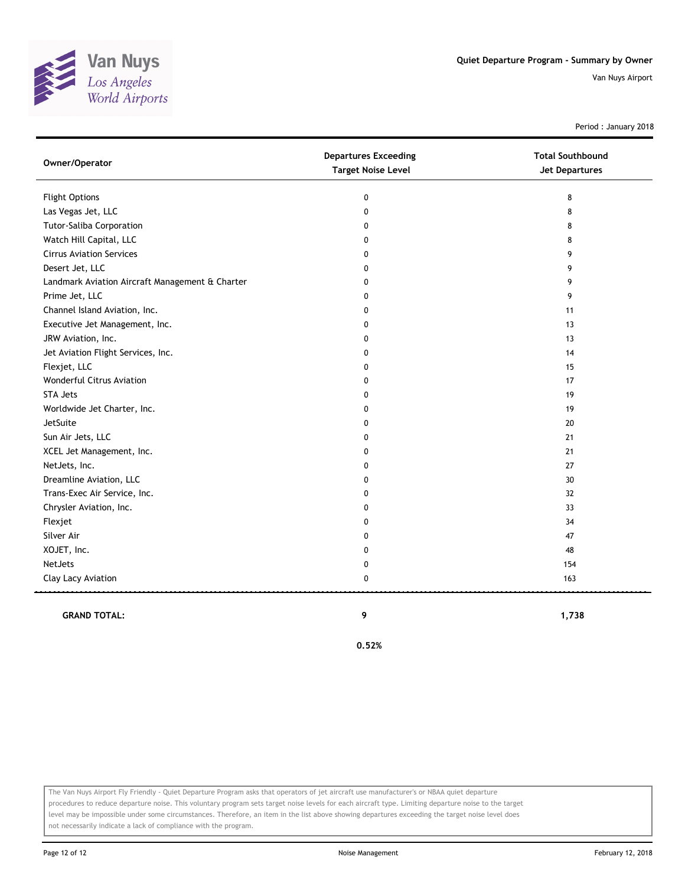Van Nuys
Los Angeles
World Airports

**Quiet Departure Program - Summary by Owner**

Van Nuys Airport

Period : January 2018

| Owner/Operator | Departures Exceeding Target Noise Level | Total Southbound Jet Departures |
|---|---|---|
| Flight Options | 0 | 8 |
| Las Vegas Jet, LLC | 0 | 8 |
| Tutor-Saliba Corporation | 0 | 8 |
| Watch Hill Capital, LLC | 0 | 8 |
| Cirrus Aviation Services | 0 | 9 |
| Desert Jet, LLC | 0 | 9 |
| Landmark Aviation Aircraft Management & Charter | 0 | 9 |
| Prime Jet, LLC | 0 | 9 |
| Channel Island Aviation, Inc. | 0 | 11 |
| Executive Jet Management, Inc. | 0 | 13 |
| JRW Aviation, Inc. | 0 | 13 |
| Jet Aviation Flight Services, Inc. | 0 | 14 |
| Flexjet, LLC | 0 | 15 |
| Wonderful Citrus Aviation | 0 | 17 |
| STA Jets | 0 | 19 |
| Worldwide Jet Charter, Inc. | 0 | 19 |
| JetSuite | 0 | 20 |
| Sun Air Jets, LLC | 0 | 21 |
| XCEL Jet Management, Inc. | 0 | 21 |
| NetJets, Inc. | 0 | 27 |
| Dreamline Aviation, LLC | 0 | 30 |
| Trans-Exec Air Service, Inc. | 0 | 32 |
| Chrysler Aviation, Inc. | 0 | 33 |
| Flexjet | 0 | 34 |
| Silver Air | 0 | 47 |
| XOJET, Inc. | 0 | 48 |
| NetJets | 0 | 154 |
| Clay Lacy Aviation | 0 | 163 |
| **GRAND TOTAL:** | **9** | **1,738** |
| | **0.52%** | |

The Van Nuys Airport Fly Friendly - Quiet Departure Program asks that operators of jet aircraft use manufacturer's or NBAA quiet departure procedures to reduce departure noise. This voluntary program sets target noise levels for each aircraft type. Limiting departure noise to the target level may be impossible under some circumstances. Therefore, an item in the list above showing departures exceeding the target noise level does not necessarily indicate a lack of compliance with the program.

Noise Management

February 12, 2018